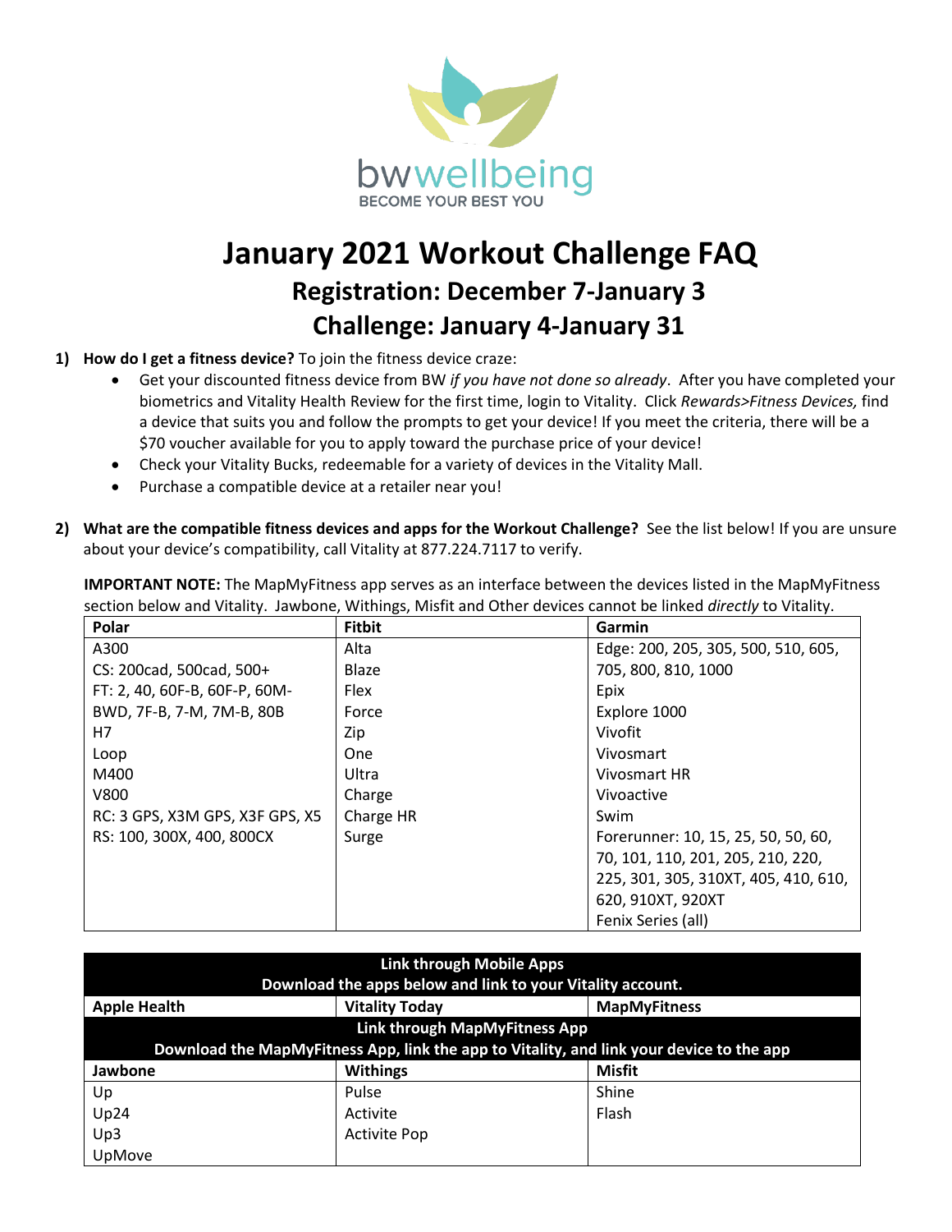bwwellbeing
BECOME YOUR BEST YOU

# January 2021 Workout Challenge FAQ

## Registration: December 7-January 3

## Challenge: January 4-January 31

1) **How do I get a fitness device?** To join the fitness device craze:
   - Get your discounted fitness device from BW *if you have not done so already*. After you have completed your biometrics and Vitality Health Review for the first time, login to Vitality. Click *Rewards>Fitness Devices,* find a device that suits you and follow the prompts to get your device! If you meet the criteria, there will be a $70 voucher available for you to apply toward the purchase price of your device!
   - Check your Vitality Bucks, redeemable for a variety of devices in the Vitality Mall.
   - Purchase a compatible device at a retailer near you!

2) **What are the compatible fitness devices and apps for the Workout Challenge?** See the list below! If you are unsure about your device's compatibility, call Vitality at 877.224.7117 to verify.

   **IMPORTANT NOTE:** The MapMyFitness app serves as an interface between the devices listed in the MapMyFitness section below and Vitality. Jawbone, Withings, Misfit and Other devices cannot be linked *directly* to Vitality.

| Polar | Fitbit | Garmin |
|---|---|---|
| A300 | Alta | Edge: 200, 205, 305, 500, 510, 605, 705, 800, 810, 1000 |
| CS: 200cad, 500cad, 500+ | Blaze | Epix |
| FT: 2, 40, 60F-B, 60F-P, 60M-BWD, 7F-B, 7-M, 7M-B, 80B | Flex | Explore 1000 |
| H7 | Force | Vivofit |
| Loop | Zip | Vivosmart |
| M400 | One | Vivosmart HR |
| V800 | Ultra | Vivoactive |
| RC: 3 GPS, X3M GPS, X3F GPS, X5 | Charge | Swim |
| RS: 100, 300X, 400, 800CX | Charge HR | Forerunner: 10, 15, 25, 50, 50, 60, 70, 101, 110, 201, 205, 210, 220, 225, 301, 305, 310XT, 405, 410, 610, 620, 910XT, 920XT |
| | Surge | Fenix Series (all) |

| Link through Mobile Apps<br>Download the apps below and link to your Vitality account. | | |
|---|---|---|
| **Apple Health** | **Vitality Today** | **MapMyFitness** |
| **Link through MapMyFitness App**<br>**Download the MapMyFitness App, link the app to Vitality, and link your device to the app** | | |
| **Jawbone** | **Withings** | **Misfit** |
| Up | Pulse | Shine |
| Up24 | Activite | Flash |
| Up3 | Activite Pop | |
| UpMove | | |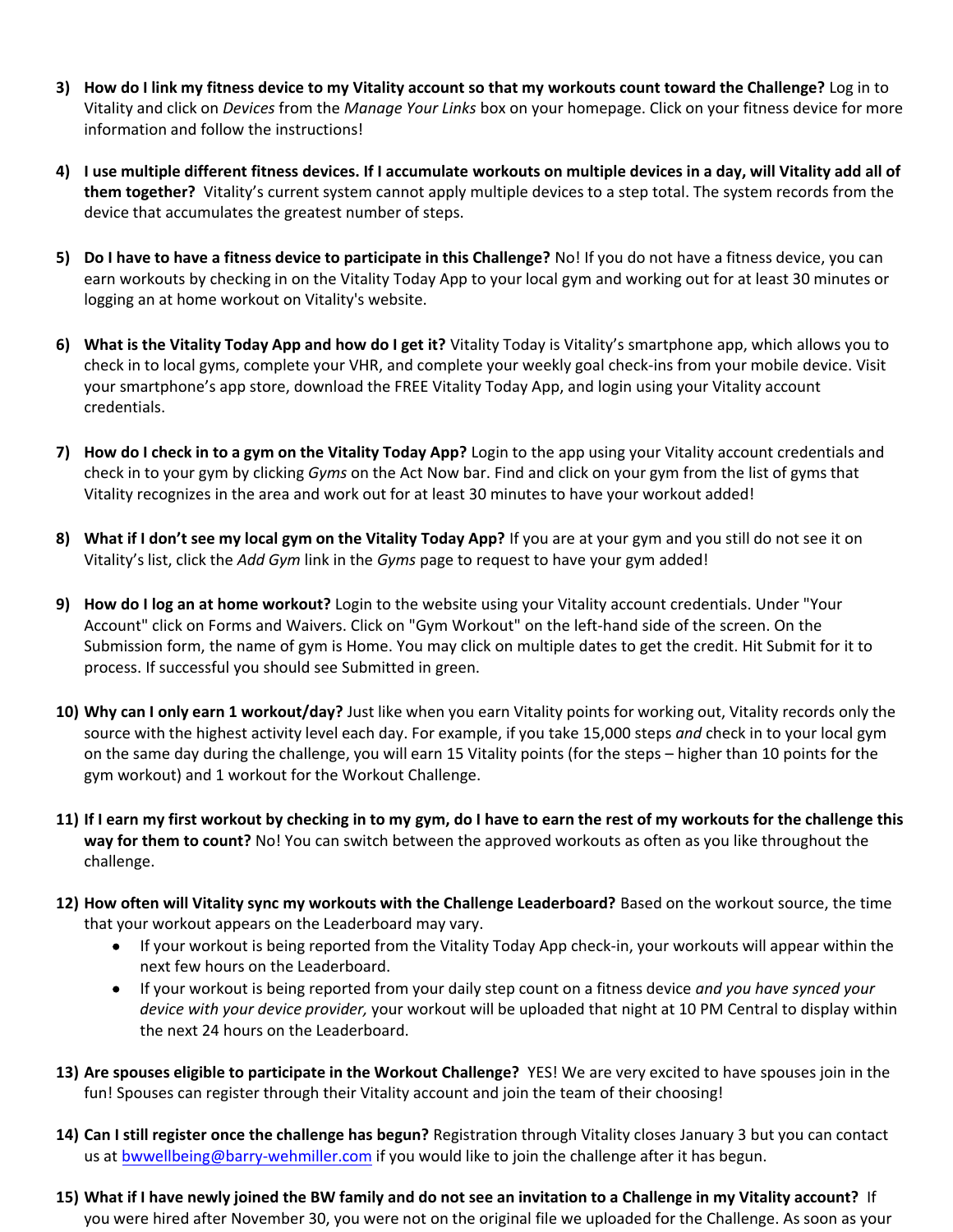3) **How do I link my fitness device to my Vitality account so that my workouts count toward the Challenge?** Log in to Vitality and click on *Devices* from the *Manage Your Links* box on your homepage. Click on your fitness device for more information and follow the instructions!

4) **I use multiple different fitness devices. If I accumulate workouts on multiple devices in a day, will Vitality add all of them together?** Vitality's current system cannot apply multiple devices to a step total. The system records from the device that accumulates the greatest number of steps.

5) **Do I have to have a fitness device to participate in this Challenge?** No! If you do not have a fitness device, you can earn workouts by checking in on the Vitality Today App to your local gym and working out for at least 30 minutes or logging an at home workout on Vitality's website.

6) **What is the Vitality Today App and how do I get it?** Vitality Today is Vitality's smartphone app, which allows you to check in to local gyms, complete your VHR, and complete your weekly goal check-ins from your mobile device. Visit your smartphone's app store, download the FREE Vitality Today App, and login using your Vitality account credentials.

7) **How do I check in to a gym on the Vitality Today App?** Login to the app using your Vitality account credentials and check in to your gym by clicking *Gyms* on the Act Now bar. Find and click on your gym from the list of gyms that Vitality recognizes in the area and work out for at least 30 minutes to have your workout added!

8) **What if I don't see my local gym on the Vitality Today App?** If you are at your gym and you still do not see it on Vitality's list, click the *Add Gym* link in the *Gyms* page to request to have your gym added!

9) **How do I log an at home workout?** Login to the website using your Vitality account credentials. Under "Your Account" click on Forms and Waivers. Click on "Gym Workout" on the left-hand side of the screen. On the Submission form, the name of gym is Home. You may click on multiple dates to get the credit. Hit Submit for it to process. If successful you should see Submitted in green.

10) **Why can I only earn 1 workout/day?** Just like when you earn Vitality points for working out, Vitality records only the source with the highest activity level each day. For example, if you take 15,000 steps *and* check in to your local gym on the same day during the challenge, you will earn 15 Vitality points (for the steps – higher than 10 points for the gym workout) and 1 workout for the Workout Challenge.

11) **If I earn my first workout by checking in to my gym, do I have to earn the rest of my workouts for the challenge this way for them to count?** No! You can switch between the approved workouts as often as you like throughout the challenge.

12) **How often will Vitality sync my workouts with the Challenge Leaderboard?** Based on the workout source, the time that your workout appears on the Leaderboard may vary.
    - If your workout is being reported from the Vitality Today App check-in, your workouts will appear within the next few hours on the Leaderboard.
    - If your workout is being reported from your daily step count on a fitness device *and you have synced your device with your device provider,* your workout will be uploaded that night at 10 PM Central to display within the next 24 hours on the Leaderboard.

13) **Are spouses eligible to participate in the Workout Challenge?** YES! We are very excited to have spouses join in the fun! Spouses can register through their Vitality account and join the team of their choosing!

14) **Can I still register once the challenge has begun?** Registration through Vitality closes January 3 but you can contact us at bwwellbeing@barry-wehmiller.com if you would like to join the challenge after it has begun.

15) **What if I have newly joined the BW family and do not see an invitation to a Challenge in my Vitality account?** If you were hired after November 30, you were not on the original file we uploaded for the Challenge. As soon as your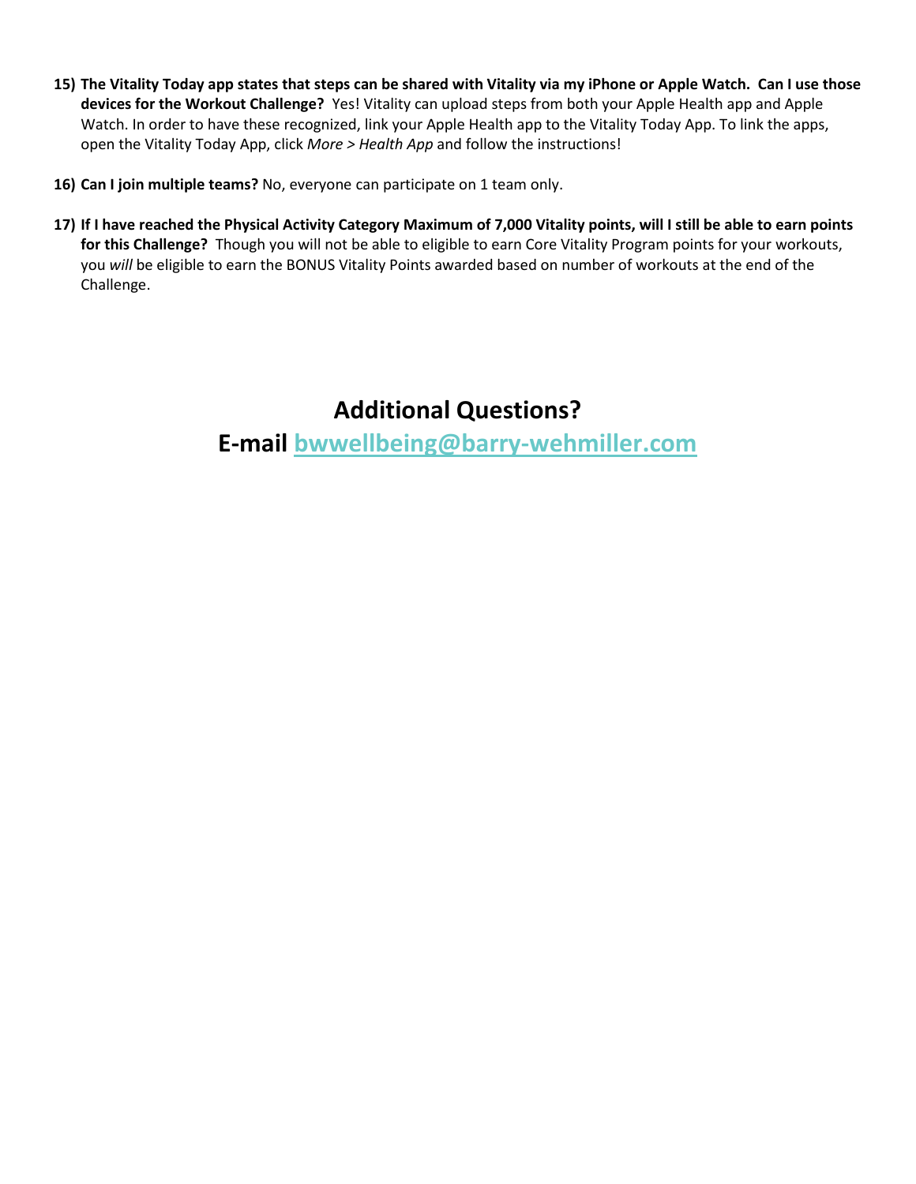15) **The Vitality Today app states that steps can be shared with Vitality via my iPhone or Apple Watch. Can I use those devices for the Workout Challenge?** Yes! Vitality can upload steps from both your Apple Health app and Apple Watch. In order to have these recognized, link your Apple Health app to the Vitality Today App. To link the apps, open the Vitality Today App, click *More > Health App* and follow the instructions!

16) **Can I join multiple teams?** No, everyone can participate on 1 team only.

17) **If I have reached the Physical Activity Category Maximum of 7,000 Vitality points, will I still be able to earn points for this Challenge?** Though you will not be able to eligible to earn Core Vitality Program points for your workouts, you *will* be eligible to earn the BONUS Vitality Points awarded based on number of workouts at the end of the Challenge.

## Additional Questions?

## E-mail [bwwellbeing@barry-wehmiller.com](mailto:bwwellbeing@barry-wehmiller.com)